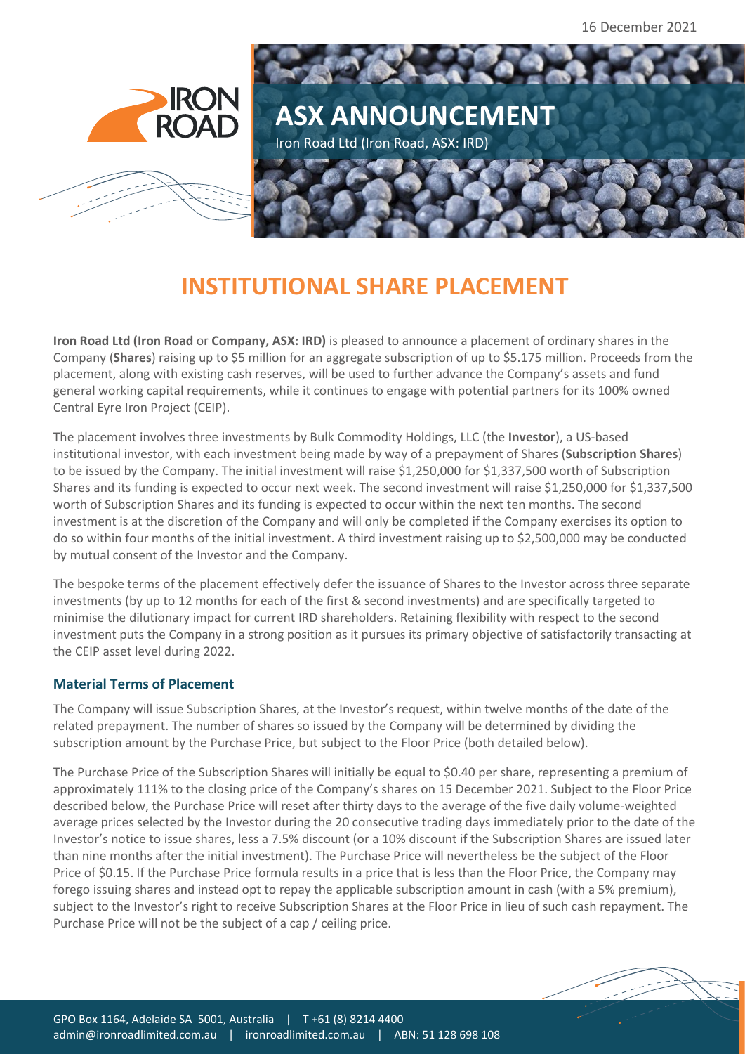16 December 2021

# ASX ANNOUNCEMENT

Iron Road Ltd (Iron Road, ASX: IRD)

# INSTITUTIONAL SHARE PLACEMENT

**Iron Road Ltd (Iron Road** or **Company, ASX: IRD)** is pleased to announce a placement of ordinary shares in the Company (**Shares**) raising up to $5 million for an aggregate subscription of up to $5.175 million. Proceeds from the placement, along with existing cash reserves, will be used to further advance the Company's assets and fund general working capital requirements, while it continues to engage with potential partners for its 100% owned Central Eyre Iron Project (CEIP).

The placement involves three investments by Bulk Commodity Holdings, LLC (the **Investor**), a US-based institutional investor, with each investment being made by way of a prepayment of Shares (**Subscription Shares**) to be issued by the Company. The initial investment will raise $1,250,000 for $1,337,500 worth of Subscription Shares and its funding is expected to occur next week. The second investment will raise $1,250,000 for $1,337,500 worth of Subscription Shares and its funding is expected to occur within the next ten months. The second investment is at the discretion of the Company and will only be completed if the Company exercises its option to do so within four months of the initial investment. A third investment raising up to $2,500,000 may be conducted by mutual consent of the Investor and the Company.

The bespoke terms of the placement effectively defer the issuance of Shares to the Investor across three separate investments (by up to 12 months for each of the first & second investments) and are specifically targeted to minimise the dilutionary impact for current IRD shareholders. Retaining flexibility with respect to the second investment puts the Company in a strong position as it pursues its primary objective of satisfactorily transacting at the CEIP asset level during 2022.

### Material Terms of Placement

The Company will issue Subscription Shares, at the Investor's request, within twelve months of the date of the related prepayment. The number of shares so issued by the Company will be determined by dividing the subscription amount by the Purchase Price, but subject to the Floor Price (both detailed below).

The Purchase Price of the Subscription Shares will initially be equal to $0.40 per share, representing a premium of approximately 111% to the closing price of the Company's shares on 15 December 2021. Subject to the Floor Price described below, the Purchase Price will reset after thirty days to the average of the five daily volume-weighted average prices selected by the Investor during the 20 consecutive trading days immediately prior to the date of the Investor's notice to issue shares, less a 7.5% discount (or a 10% discount if the Subscription Shares are issued later than nine months after the initial investment). The Purchase Price will nevertheless be the subject of the Floor Price of $0.15. If the Purchase Price formula results in a price that is less than the Floor Price, the Company may forego issuing shares and instead opt to repay the applicable subscription amount in cash (with a 5% premium), subject to the Investor's right to receive Subscription Shares at the Floor Price in lieu of such cash repayment. The Purchase Price will not be the subject of a cap / ceiling price.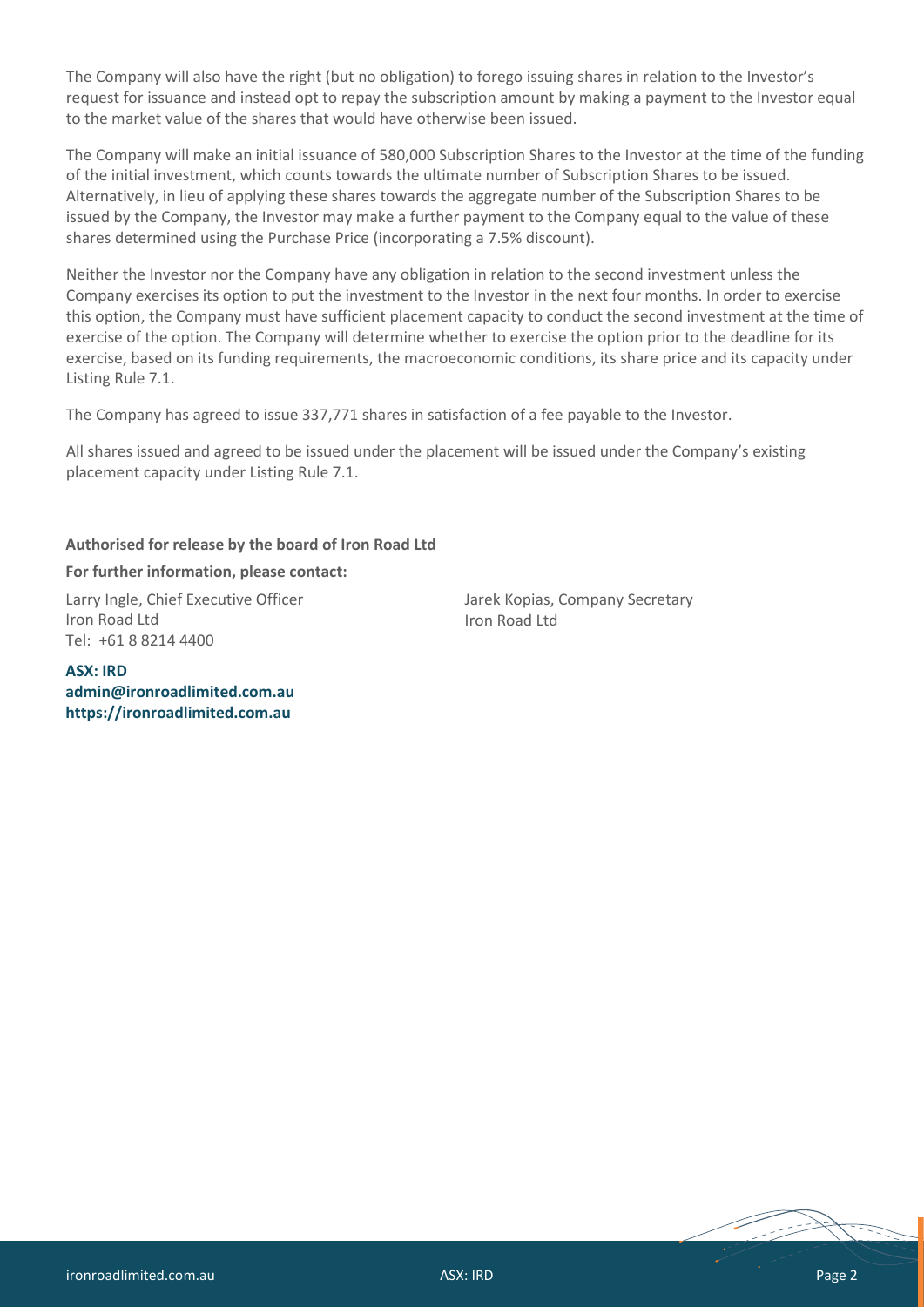The Company will also have the right (but no obligation) to forego issuing shares in relation to the Investor's request for issuance and instead opt to repay the subscription amount by making a payment to the Investor equal to the market value of the shares that would have otherwise been issued.

The Company will make an initial issuance of 580,000 Subscription Shares to the Investor at the time of the funding of the initial investment, which counts towards the ultimate number of Subscription Shares to be issued. Alternatively, in lieu of applying these shares towards the aggregate number of the Subscription Shares to be issued by the Company, the Investor may make a further payment to the Company equal to the value of these shares determined using the Purchase Price (incorporating a 7.5% discount).

Neither the Investor nor the Company have any obligation in relation to the second investment unless the Company exercises its option to put the investment to the Investor in the next four months. In order to exercise this option, the Company must have sufficient placement capacity to conduct the second investment at the time of exercise of the option. The Company will determine whether to exercise the option prior to the deadline for its exercise, based on its funding requirements, the macroeconomic conditions, its share price and its capacity under Listing Rule 7.1.

The Company has agreed to issue 337,771 shares in satisfaction of a fee payable to the Investor.

All shares issued and agreed to be issued under the placement will be issued under the Company's existing placement capacity under Listing Rule 7.1.

**Authorised for release by the board of Iron Road Ltd**

**For further information, please contact:**

Larry Ingle, Chief Executive Officer
Iron Road Ltd
Tel: +61 8 8214 4400

Jarek Kopias, Company Secretary
Iron Road Ltd

**ASX: IRD**
**admin@ironroadlimited.com.au**
**https://ironroadlimited.com.au**